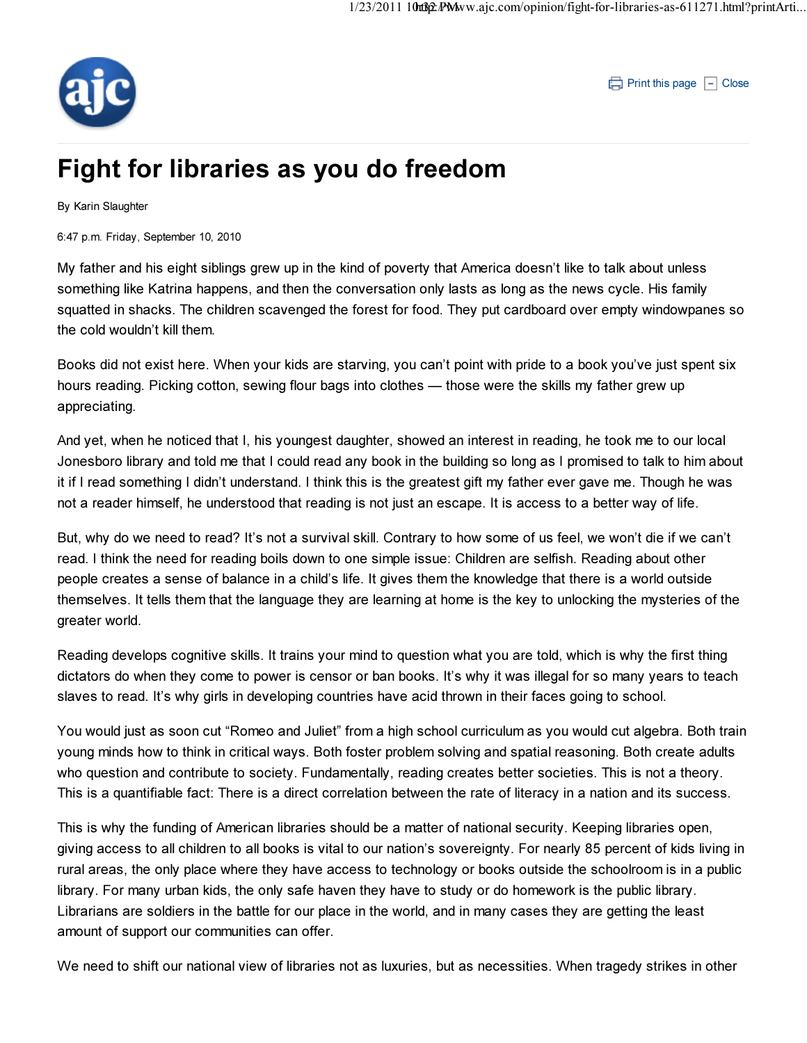# Fight for libraries as you do freedom

By Karin Slaughter

6:47 p.m. Friday, September 10, 2010

My father and his eight siblings grew up in the kind of poverty that America doesn't like to talk about unless something like Katrina happens, and then the conversation only lasts as long as the news cycle. His family squatted in shacks. The children scavenged the forest for food. They put cardboard over empty windowpanes so the cold wouldn't kill them.

Books did not exist here. When your kids are starving, you can't point with pride to a book you've just spent six hours reading. Picking cotton, sewing flour bags into clothes — those were the skills my father grew up appreciating.

And yet, when he noticed that I, his youngest daughter, showed an interest in reading, he took me to our local Jonesboro library and told me that I could read any book in the building so long as I promised to talk to him about it if I read something I didn't understand. I think this is the greatest gift my father ever gave me. Though he was not a reader himself, he understood that reading is not just an escape. It is access to a better way of life.

But, why do we need to read? It's not a survival skill. Contrary to how some of us feel, we won't die if we can't read. I think the need for reading boils down to one simple issue: Children are selfish. Reading about other people creates a sense of balance in a child's life. It gives them the knowledge that there is a world outside themselves. It tells them that the language they are learning at home is the key to unlocking the mysteries of the greater world.

Reading develops cognitive skills. It trains your mind to question what you are told, which is why the first thing dictators do when they come to power is censor or ban books. It's why it was illegal for so many years to teach slaves to read. It's why girls in developing countries have acid thrown in their faces going to school.

You would just as soon cut "Romeo and Juliet" from a high school curriculum as you would cut algebra. Both train young minds how to think in critical ways. Both foster problem solving and spatial reasoning. Both create adults who question and contribute to society. Fundamentally, reading creates better societies. This is not a theory. This is a quantifiable fact: There is a direct correlation between the rate of literacy in a nation and its success.

This is why the funding of American libraries should be a matter of national security. Keeping libraries open, giving access to all children to all books is vital to our nation's sovereignty. For nearly 85 percent of kids living in rural areas, the only place where they have access to technology or books outside the schoolroom is in a public library. For many urban kids, the only safe haven they have to study or do homework is the public library. Librarians are soldiers in the battle for our place in the world, and in many cases they are getting the least amount of support our communities can offer.

We need to shift our national view of libraries not as luxuries, but as necessities. When tragedy strikes in other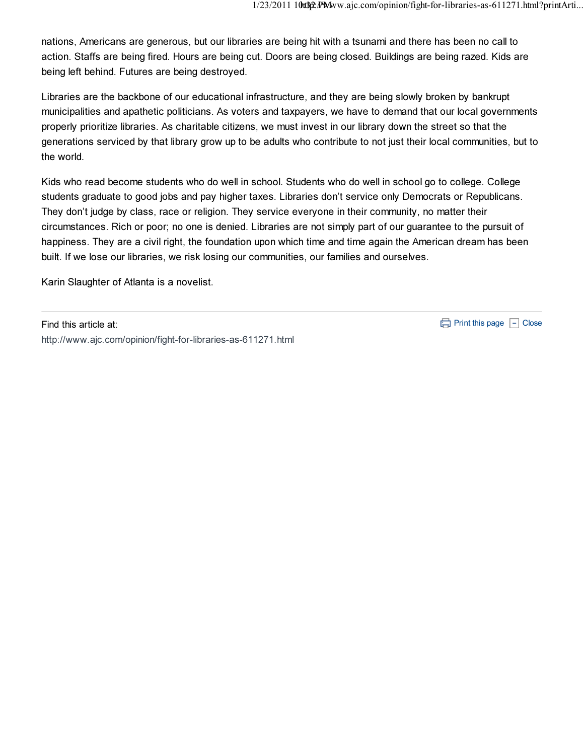nations, Americans are generous, but our libraries are being hit with a tsunami and there has been no call to action. Staffs are being fired. Hours are being cut. Doors are being closed. Buildings are being razed. Kids are being left behind. Futures are being destroyed.

Libraries are the backbone of our educational infrastructure, and they are being slowly broken by bankrupt municipalities and apathetic politicians. As voters and taxpayers, we have to demand that our local governments properly prioritize libraries. As charitable citizens, we must invest in our library down the street so that the generations serviced by that library grow up to be adults who contribute to not just their local communities, but to the world.

Kids who read become students who do well in school. Students who do well in school go to college. College students graduate to good jobs and pay higher taxes. Libraries don't service only Democrats or Republicans. They don't judge by class, race or religion. They service everyone in their community, no matter their circumstances. Rich or poor; no one is denied. Libraries are not simply part of our guarantee to the pursuit of happiness. They are a civil right, the foundation upon which time and time again the American dream has been built. If we lose our libraries, we risk losing our communities, our families and ourselves.

Karin Slaughter of Atlanta is a novelist.

---

Find this article at:
http://www.ajc.com/opinion/fight-for-libraries-as-611271.html